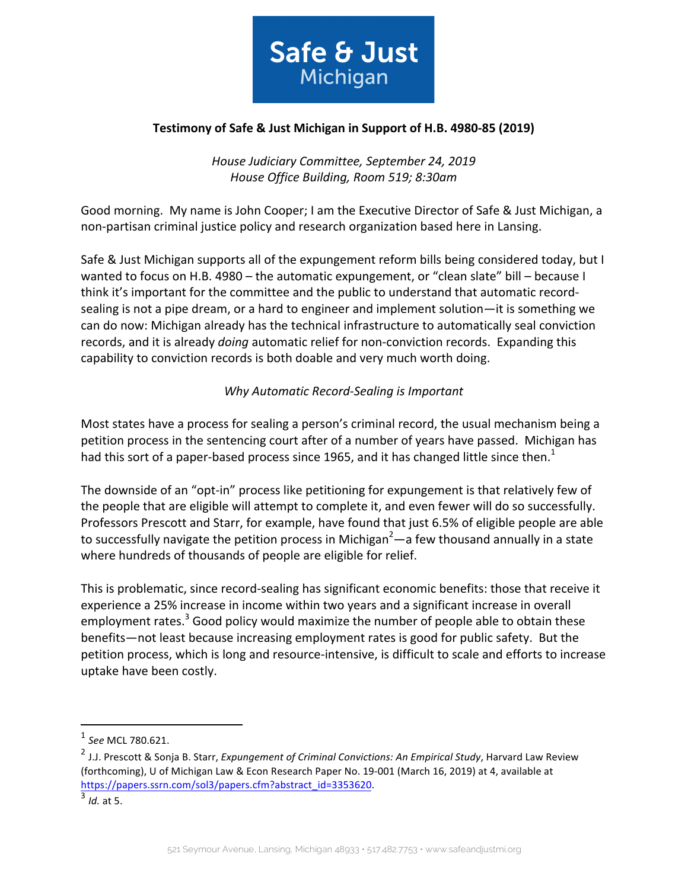Safe & Just
Michigan

## Testimony of Safe & Just Michigan in Support of H.B. 4980-85 (2019)

*House Judiciary Committee, September 24, 2019*
*House Office Building, Room 519; 8:30am*

Good morning. My name is John Cooper; I am the Executive Director of Safe & Just Michigan, a non-partisan criminal justice policy and research organization based here in Lansing.

Safe & Just Michigan supports all of the expungement reform bills being considered today, but I wanted to focus on H.B. 4980 – the automatic expungement, or "clean slate" bill – because I think it's important for the committee and the public to understand that automatic record-sealing is not a pipe dream, or a hard to engineer and implement solution—it is something we can do now: Michigan already has the technical infrastructure to automatically seal conviction records, and it is already *doing* automatic relief for non-conviction records. Expanding this capability to conviction records is both doable and very much worth doing.

*Why Automatic Record-Sealing is Important*

Most states have a process for sealing a person's criminal record, the usual mechanism being a petition process in the sentencing court after of a number of years have passed. Michigan has had this sort of a paper-based process since 1965, and it has changed little since then.[1]

The downside of an "opt-in" process like petitioning for expungement is that relatively few of the people that are eligible will attempt to complete it, and even fewer will do so successfully. Professors Prescott and Starr, for example, have found that just 6.5% of eligible people are able to successfully navigate the petition process in Michigan[2]—a few thousand annually in a state where hundreds of thousands of people are eligible for relief.

This is problematic, since record-sealing has significant economic benefits: those that receive it experience a 25% increase in income within two years and a significant increase in overall employment rates.[3] Good policy would maximize the number of people able to obtain these benefits—not least because increasing employment rates is good for public safety. But the petition process, which is long and resource-intensive, is difficult to scale and efforts to increase uptake have been costly.

---

[1] *See* MCL 780.621.

[2] J.J. Prescott & Sonja B. Starr, *Expungement of Criminal Convictions: An Empirical Study*, Harvard Law Review (forthcoming), U of Michigan Law & Econ Research Paper No. 19-001 (March 16, 2019) at 4, available at https://papers.ssrn.com/sol3/papers.cfm?abstract_id=3353620.

[3] *Id.* at 5.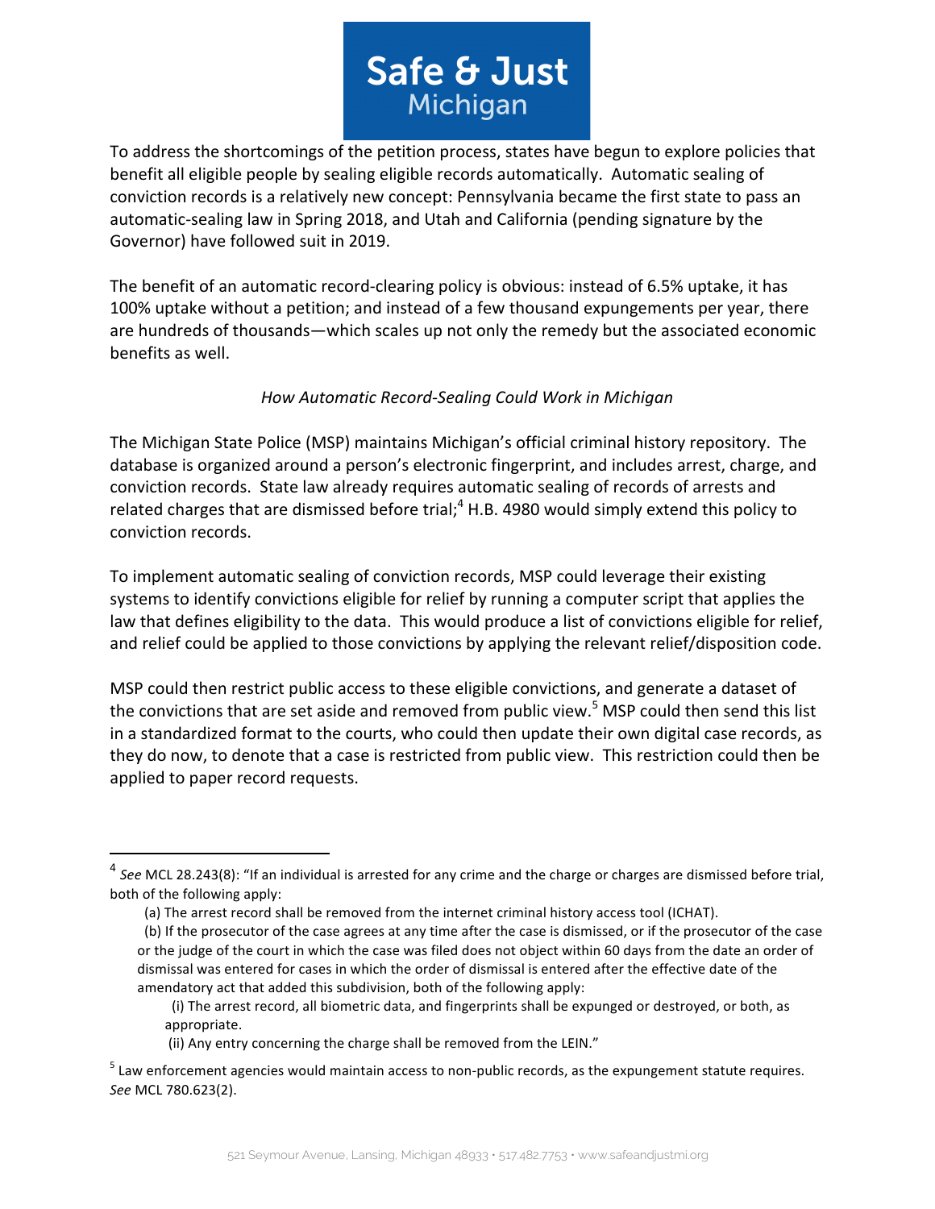To address the shortcomings of the petition process, states have begun to explore policies that benefit all eligible people by sealing eligible records automatically. Automatic sealing of conviction records is a relatively new concept: Pennsylvania became the first state to pass an automatic-sealing law in Spring 2018, and Utah and California (pending signature by the Governor) have followed suit in 2019.

The benefit of an automatic record-clearing policy is obvious: instead of 6.5% uptake, it has 100% uptake without a petition; and instead of a few thousand expungements per year, there are hundreds of thousands—which scales up not only the remedy but the associated economic benefits as well.

*How Automatic Record-Sealing Could Work in Michigan*

The Michigan State Police (MSP) maintains Michigan's official criminal history repository. The database is organized around a person's electronic fingerprint, and includes arrest, charge, and conviction records. State law already requires automatic sealing of records of arrests and related charges that are dismissed before trial;[4] H.B. 4980 would simply extend this policy to conviction records.

To implement automatic sealing of conviction records, MSP could leverage their existing systems to identify convictions eligible for relief by running a computer script that applies the law that defines eligibility to the data. This would produce a list of convictions eligible for relief, and relief could be applied to those convictions by applying the relevant relief/disposition code.

MSP could then restrict public access to these eligible convictions, and generate a dataset of the convictions that are set aside and removed from public view.[5] MSP could then send this list in a standardized format to the courts, who could then update their own digital case records, as they do now, to denote that a case is restricted from public view. This restriction could then be applied to paper record requests.

---

[4] *See* MCL 28.243(8): "If an individual is arrested for any crime and the charge or charges are dismissed before trial, both of the following apply:

(a) The arrest record shall be removed from the internet criminal history access tool (ICHAT).

(b) If the prosecutor of the case agrees at any time after the case is dismissed, or if the prosecutor of the case or the judge of the court in which the case was filed does not object within 60 days from the date an order of dismissal was entered for cases in which the order of dismissal is entered after the effective date of the amendatory act that added this subdivision, both of the following apply:

(i) The arrest record, all biometric data, and fingerprints shall be expunged or destroyed, or both, as appropriate.

(ii) Any entry concerning the charge shall be removed from the LEIN."

[5] Law enforcement agencies would maintain access to non-public records, as the expungement statute requires. *See* MCL 780.623(2).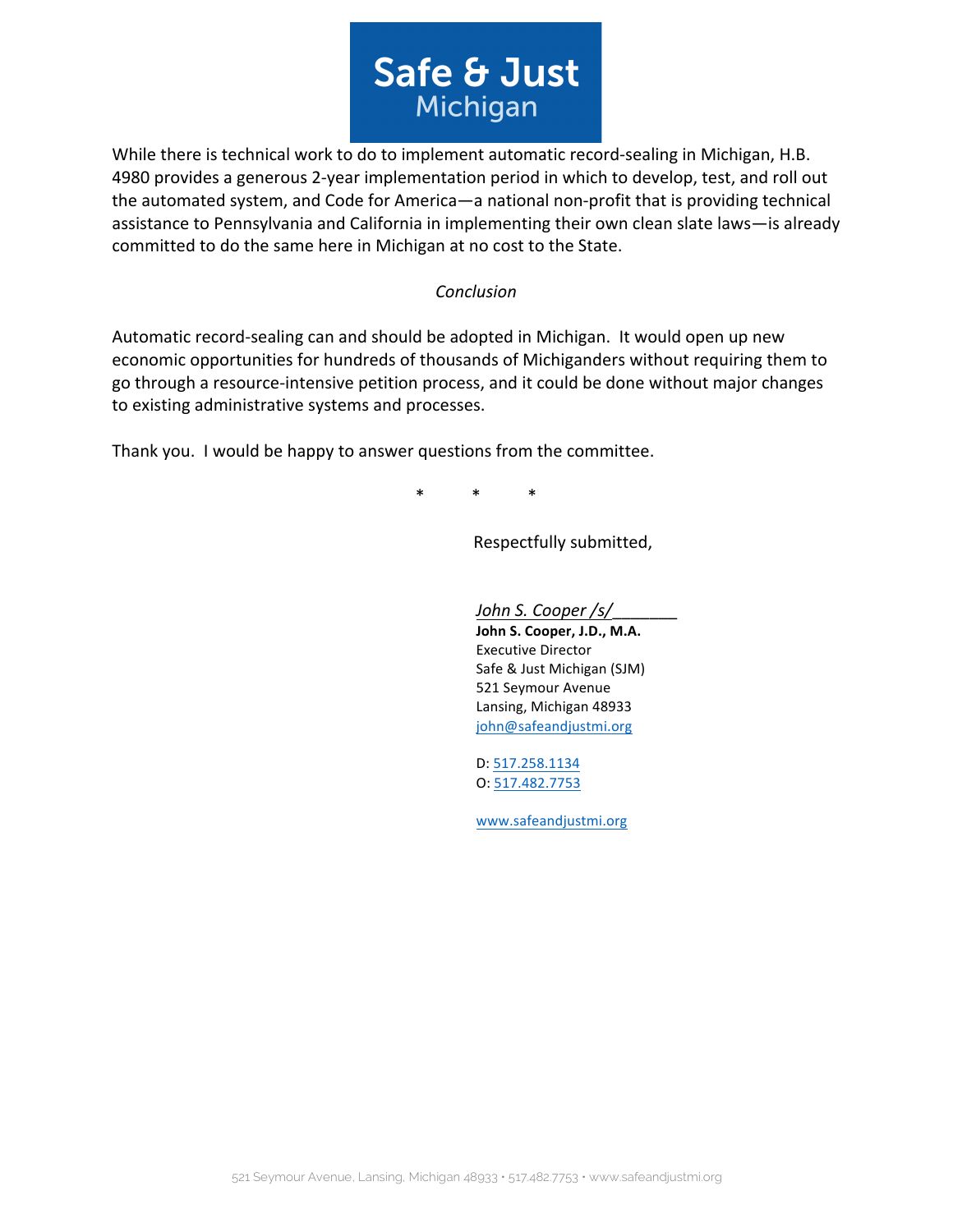While there is technical work to do to implement automatic record-sealing in Michigan, H.B. 4980 provides a generous 2-year implementation period in which to develop, test, and roll out the automated system, and Code for America—a national non-profit that is providing technical assistance to Pennsylvania and California in implementing their own clean slate laws—is already committed to do the same here in Michigan at no cost to the State.

*Conclusion*

Automatic record-sealing can and should be adopted in Michigan. It would open up new economic opportunities for hundreds of thousands of Michiganders without requiring them to go through a resource-intensive petition process, and it could be done without major changes to existing administrative systems and processes.

Thank you. I would be happy to answer questions from the committee.

\* \* \*

Respectfully submitted,

*John S. Cooper /s/*_______
**John S. Cooper, J.D., M.A.**
Executive Director
Safe & Just Michigan (SJM)
521 Seymour Avenue
Lansing, Michigan 48933
john@safeandjustmi.org

D: 517.258.1134
O: 517.482.7753

www.safeandjustmi.org